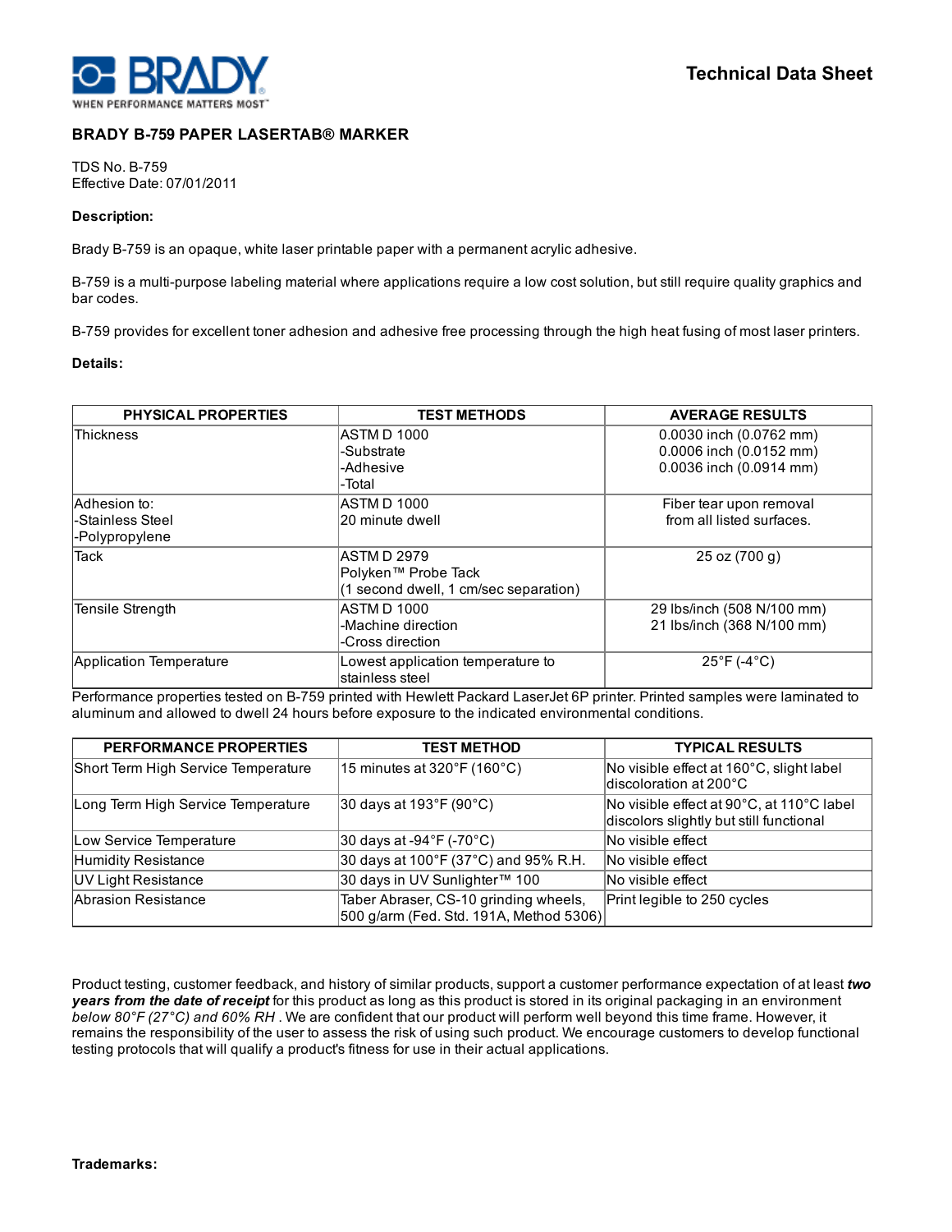BRADY
WHEN PERFORMANCE MATTERS MOST™

**Technical Data Sheet**

## BRADY B-759 PAPER LASERTAB® MARKER

TDS No. B-759
Effective Date: 07/01/2011

**Description:**

Brady B-759 is an opaque, white laser printable paper with a permanent acrylic adhesive.

B-759 is a multi-purpose labeling material where applications require a low cost solution, but still require quality graphics and bar codes.

B-759 provides for excellent toner adhesion and adhesive free processing through the high heat fusing of most laser printers.

**Details:**

| PHYSICAL PROPERTIES | TEST METHODS | AVERAGE RESULTS |
|---|---|---|
| Thickness | ASTM D 1000<br>-Substrate<br>-Adhesive<br>-Total | 0.0030 inch (0.0762 mm)<br>0.0006 inch (0.0152 mm)<br>0.0036 inch (0.0914 mm) |
| Adhesion to:<br>-Stainless Steel<br>-Polypropylene | ASTM D 1000<br>20 minute dwell | Fiber tear upon removal from all listed surfaces. |
| Tack | ASTM D 2979<br>Polyken™ Probe Tack<br>(1 second dwell, 1 cm/sec separation) | 25 oz (700 g) |
| Tensile Strength | ASTM D 1000<br>-Machine direction<br>-Cross direction | 29 lbs/inch (508 N/100 mm)<br>21 lbs/inch (368 N/100 mm) |
| Application Temperature | Lowest application temperature to stainless steel | 25°F (-4°C) |

Performance properties tested on B-759 printed with Hewlett Packard LaserJet 6P printer. Printed samples were laminated to aluminum and allowed to dwell 24 hours before exposure to the indicated environmental conditions.

| PERFORMANCE PROPERTIES | TEST METHOD | TYPICAL RESULTS |
|---|---|---|
| Short Term High Service Temperature | 15 minutes at 320°F (160°C) | No visible effect at 160°C, slight label discoloration at 200°C |
| Long Term High Service Temperature | 30 days at 193°F (90°C) | No visible effect at 90°C, at 110°C label discolors slightly but still functional |
| Low Service Temperature | 30 days at -94°F (-70°C) | No visible effect |
| Humidity Resistance | 30 days at 100°F (37°C) and 95% R.H. | No visible effect |
| UV Light Resistance | 30 days in UV Sunlighter™ 100 | No visible effect |
| Abrasion Resistance | Taber Abraser, CS-10 grinding wheels, 500 g/arm (Fed. Std. 191A, Method 5306) | Print legible to 250 cycles |

Product testing, customer feedback, and history of similar products, support a customer performance expectation of at least ***two years from the date of receipt*** for this product as long as this product is stored in its original packaging in an environment *below 80°F (27°C) and 60% RH* . We are confident that our product will perform well beyond this time frame. However, it remains the responsibility of the user to assess the risk of using such product. We encourage customers to develop functional testing protocols that will qualify a product's fitness for use in their actual applications.

**Trademarks:**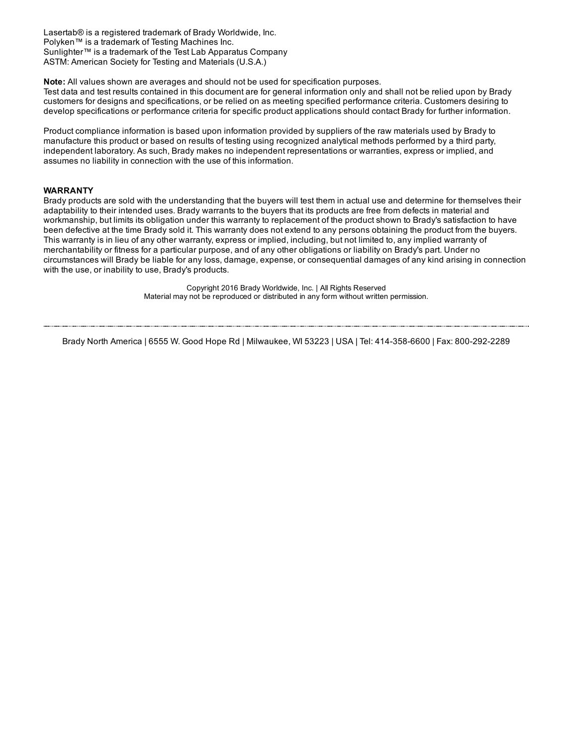Lasertab® is a registered trademark of Brady Worldwide, Inc.
Polyken™ is a trademark of Testing Machines Inc.
Sunlighter™ is a trademark of the Test Lab Apparatus Company
ASTM: American Society for Testing and Materials (U.S.A.)

**Note:** All values shown are averages and should not be used for specification purposes.
Test data and test results contained in this document are for general information only and shall not be relied upon by Brady customers for designs and specifications, or be relied on as meeting specified performance criteria. Customers desiring to develop specifications or performance criteria for specific product applications should contact Brady for further information.

Product compliance information is based upon information provided by suppliers of the raw materials used by Brady to manufacture this product or based on results of testing using recognized analytical methods performed by a third party, independent laboratory. As such, Brady makes no independent representations or warranties, express or implied, and assumes no liability in connection with the use of this information.

**WARRANTY**

Brady products are sold with the understanding that the buyers will test them in actual use and determine for themselves their adaptability to their intended uses. Brady warrants to the buyers that its products are free from defects in material and workmanship, but limits its obligation under this warranty to replacement of the product shown to Brady's satisfaction to have been defective at the time Brady sold it. This warranty does not extend to any persons obtaining the product from the buyers. This warranty is in lieu of any other warranty, express or implied, including, but not limited to, any implied warranty of merchantability or fitness for a particular purpose, and of any other obligations or liability on Brady's part. Under no circumstances will Brady be liable for any loss, damage, expense, or consequential damages of any kind arising in connection with the use, or inability to use, Brady's products.

Copyright 2016 Brady Worldwide, Inc. | All Rights Reserved
Material may not be reproduced or distributed in any form without written permission.

---

Brady North America | 6555 W. Good Hope Rd | Milwaukee, WI 53223 | USA | Tel: 414-358-6600 | Fax: 800-292-2289